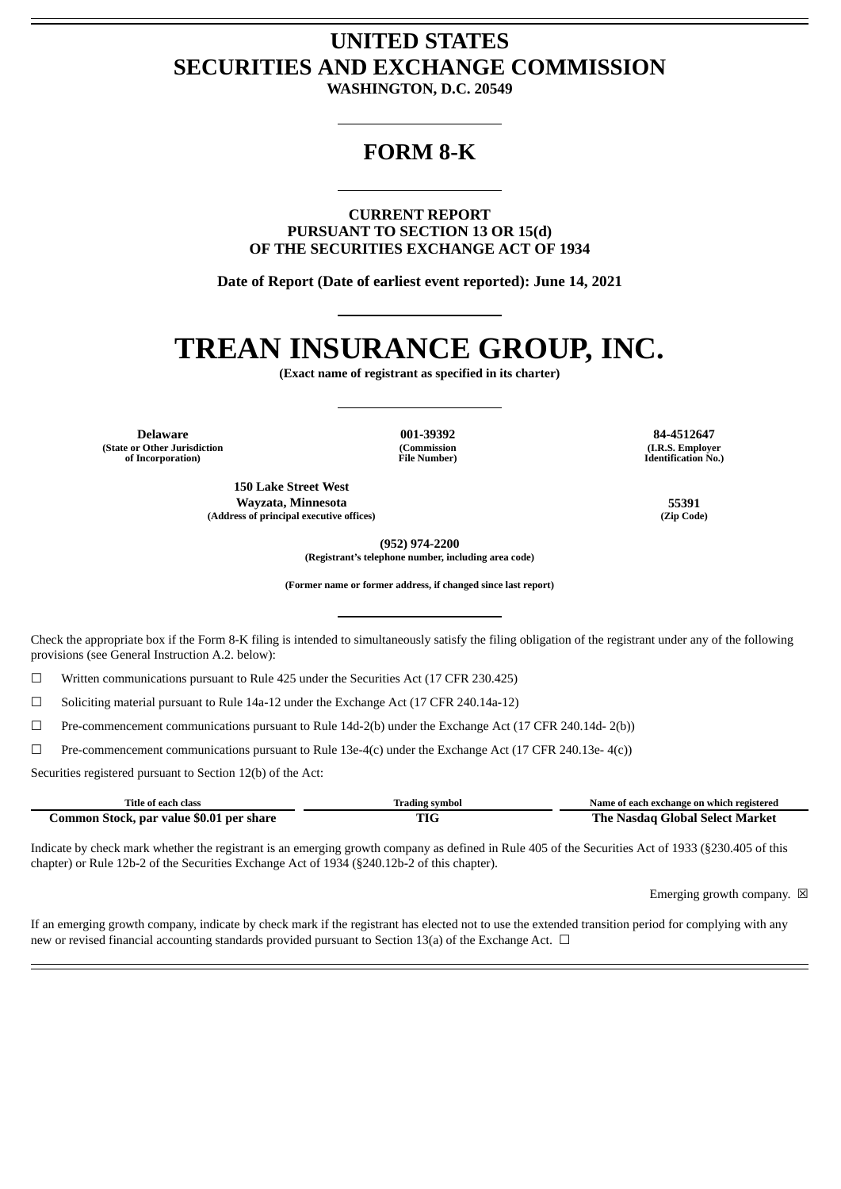# UNITED STATES
# SECURITIES AND EXCHANGE COMMISSION

**WASHINGTON, D.C. 20549**

## FORM 8-K

**CURRENT REPORT**
**PURSUANT TO SECTION 13 OR 15(d)**
**OF THE SECURITIES EXCHANGE ACT OF 1934**

**Date of Report (Date of earliest event reported): June 14, 2021**

# TREAN INSURANCE GROUP, INC.

**(Exact name of registrant as specified in its charter)**

| Delaware | 001-39392 | 84-4512647 |
|---|---|---|
| (State or Other Jurisdiction of Incorporation) | (Commission File Number) | (I.R.S. Employer Identification No.) |

| 150 Lake Street West Wayzata, Minnesota | 55391 |
|---|---|
| (Address of principal executive offices) | (Zip Code) |

**(952) 974-2200**
**(Registrant's telephone number, including area code)**

**(Former name or former address, if changed since last report)**

Check the appropriate box if the Form 8-K filing is intended to simultaneously satisfy the filing obligation of the registrant under any of the following provisions (see General Instruction A.2. below):

☐ Written communications pursuant to Rule 425 under the Securities Act (17 CFR 230.425)

☐ Soliciting material pursuant to Rule 14a-12 under the Exchange Act (17 CFR 240.14a-12)

☐ Pre-commencement communications pursuant to Rule 14d-2(b) under the Exchange Act (17 CFR 240.14d- 2(b))

☐ Pre-commencement communications pursuant to Rule 13e-4(c) under the Exchange Act (17 CFR 240.13e- 4(c))

Securities registered pursuant to Section 12(b) of the Act:

| Title of each class | Trading symbol | Name of each exchange on which registered |
|---|---|---|
| Common Stock, par value $0.01 per share | TIG | The Nasdaq Global Select Market |

Indicate by check mark whether the registrant is an emerging growth company as defined in Rule 405 of the Securities Act of 1933 (§230.405 of this chapter) or Rule 12b-2 of the Securities Exchange Act of 1934 (§240.12b-2 of this chapter).

Emerging growth company. ☒

If an emerging growth company, indicate by check mark if the registrant has elected not to use the extended transition period for complying with any new or revised financial accounting standards provided pursuant to Section 13(a) of the Exchange Act. ☐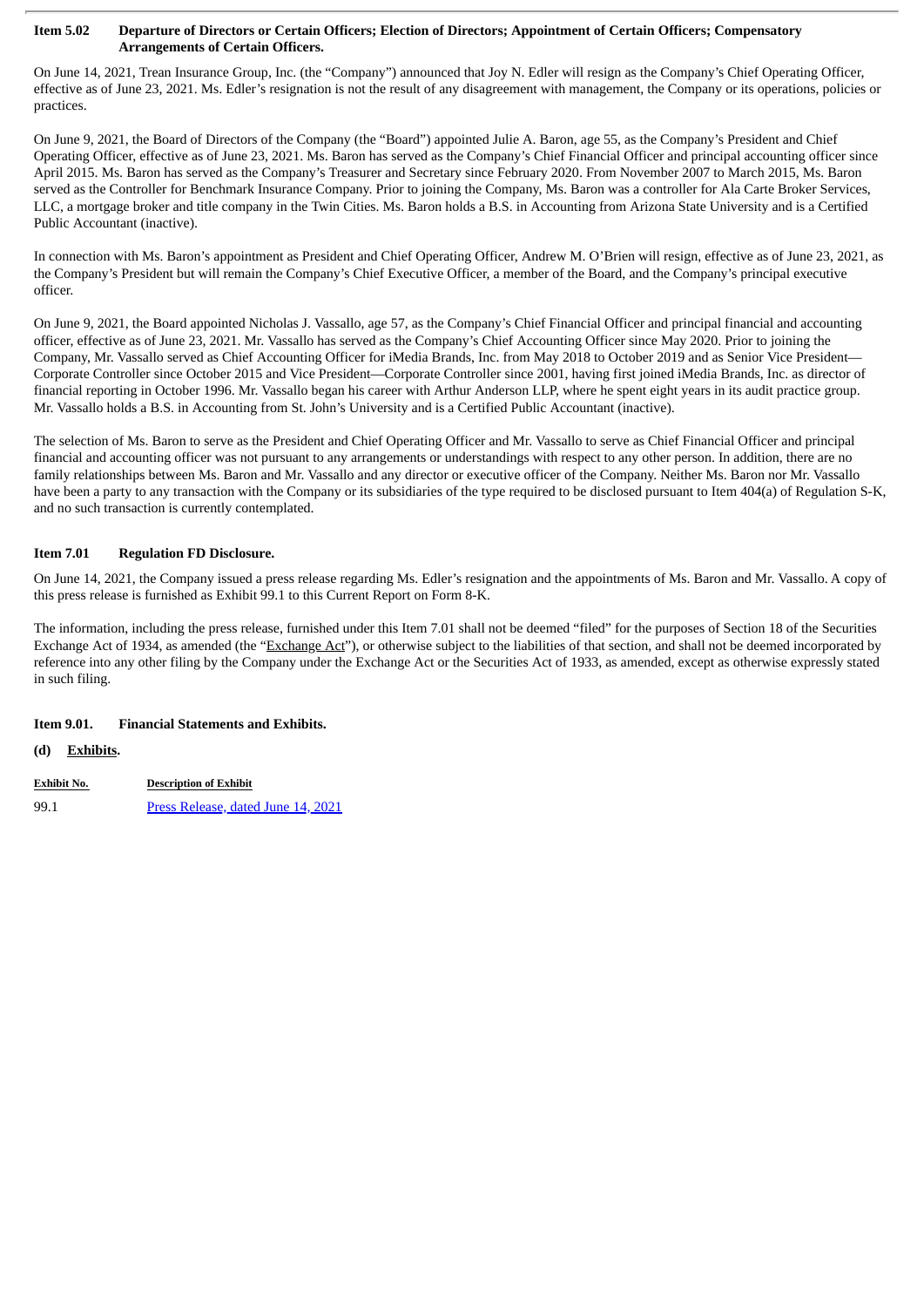**Item 5.02 Departure of Directors or Certain Officers; Election of Directors; Appointment of Certain Officers; Compensatory Arrangements of Certain Officers.**

On June 14, 2021, Trean Insurance Group, Inc. (the "Company") announced that Joy N. Edler will resign as the Company's Chief Operating Officer, effective as of June 23, 2021. Ms. Edler's resignation is not the result of any disagreement with management, the Company or its operations, policies or practices.

On June 9, 2021, the Board of Directors of the Company (the "Board") appointed Julie A. Baron, age 55, as the Company's President and Chief Operating Officer, effective as of June 23, 2021. Ms. Baron has served as the Company's Chief Financial Officer and principal accounting officer since April 2015. Ms. Baron has served as the Company's Treasurer and Secretary since February 2020. From November 2007 to March 2015, Ms. Baron served as the Controller for Benchmark Insurance Company. Prior to joining the Company, Ms. Baron was a controller for Ala Carte Broker Services, LLC, a mortgage broker and title company in the Twin Cities. Ms. Baron holds a B.S. in Accounting from Arizona State University and is a Certified Public Accountant (inactive).

In connection with Ms. Baron's appointment as President and Chief Operating Officer, Andrew M. O'Brien will resign, effective as of June 23, 2021, as the Company's President but will remain the Company's Chief Executive Officer, a member of the Board, and the Company's principal executive officer.

On June 9, 2021, the Board appointed Nicholas J. Vassallo, age 57, as the Company's Chief Financial Officer and principal financial and accounting officer, effective as of June 23, 2021. Mr. Vassallo has served as the Company's Chief Accounting Officer since May 2020. Prior to joining the Company, Mr. Vassallo served as Chief Accounting Officer for iMedia Brands, Inc. from May 2018 to October 2019 and as Senior Vice President—Corporate Controller since October 2015 and Vice President—Corporate Controller since 2001, having first joined iMedia Brands, Inc. as director of financial reporting in October 1996. Mr. Vassallo began his career with Arthur Anderson LLP, where he spent eight years in its audit practice group. Mr. Vassallo holds a B.S. in Accounting from St. John's University and is a Certified Public Accountant (inactive).

The selection of Ms. Baron to serve as the President and Chief Operating Officer and Mr. Vassallo to serve as Chief Financial Officer and principal financial and accounting officer was not pursuant to any arrangements or understandings with respect to any other person. In addition, there are no family relationships between Ms. Baron and Mr. Vassallo and any director or executive officer of the Company. Neither Ms. Baron nor Mr. Vassallo have been a party to any transaction with the Company or its subsidiaries of the type required to be disclosed pursuant to Item 404(a) of Regulation S-K, and no such transaction is currently contemplated.

**Item 7.01 Regulation FD Disclosure.**

On June 14, 2021, the Company issued a press release regarding Ms. Edler's resignation and the appointments of Ms. Baron and Mr. Vassallo. A copy of this press release is furnished as Exhibit 99.1 to this Current Report on Form 8-K.

The information, including the press release, furnished under this Item 7.01 shall not be deemed "filed" for the purposes of Section 18 of the Securities Exchange Act of 1934, as amended (the "Exchange Act"), or otherwise subject to the liabilities of that section, and shall not be deemed incorporated by reference into any other filing by the Company under the Exchange Act or the Securities Act of 1933, as amended, except as otherwise expressly stated in such filing.

**Item 9.01. Financial Statements and Exhibits.**

**(d) Exhibits.**

| Exhibit No. | Description of Exhibit |
| --- | --- |
| 99.1 | Press Release, dated June 14, 2021 |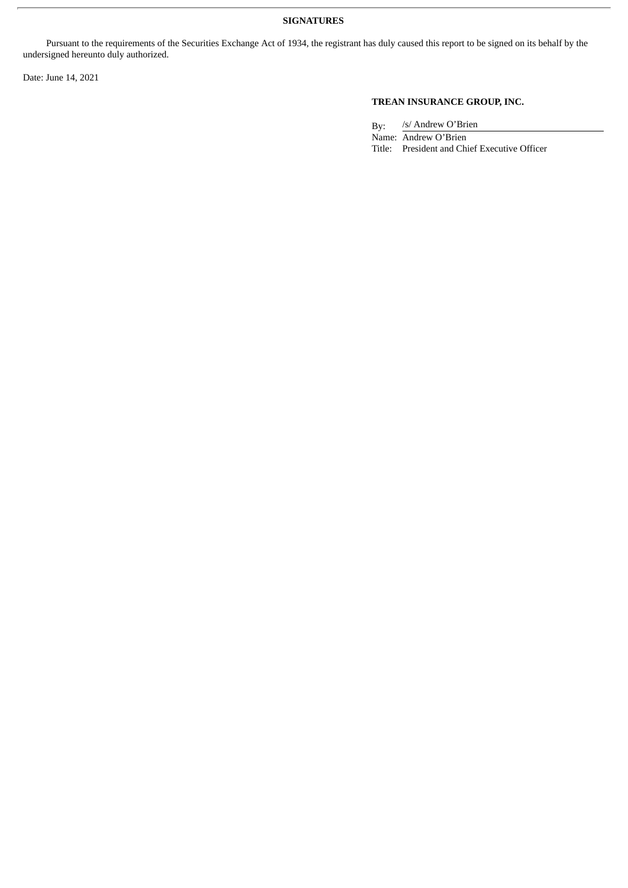**SIGNATURES**

Pursuant to the requirements of the Securities Exchange Act of 1934, the registrant has duly caused this report to be signed on its behalf by the undersigned hereunto duly authorized.

Date: June 14, 2021

**TREAN INSURANCE GROUP, INC.**

By: /s/ Andrew O'Brien

Name: Andrew O'Brien

Title: President and Chief Executive Officer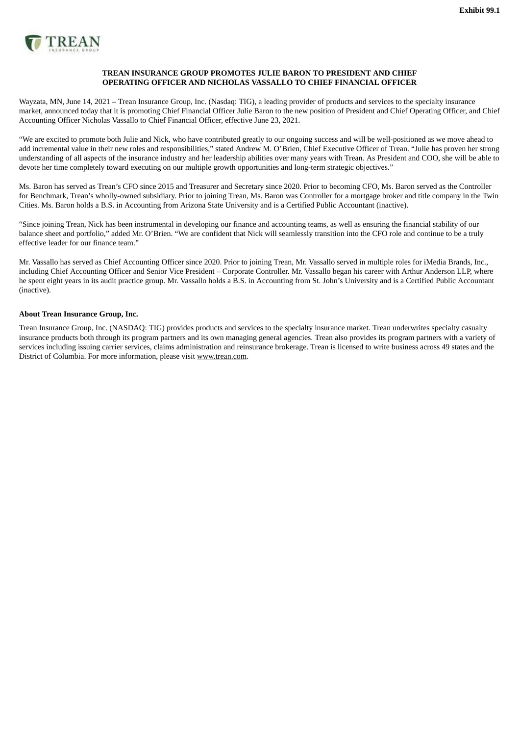Exhibit 99.1

**TREAN INSURANCE GROUP PROMOTES JULIE BARON TO PRESIDENT AND CHIEF OPERATING OFFICER AND NICHOLAS VASSALLO TO CHIEF FINANCIAL OFFICER**

Wayzata, MN, June 14, 2021 – Trean Insurance Group, Inc. (Nasdaq: TIG), a leading provider of products and services to the specialty insurance market, announced today that it is promoting Chief Financial Officer Julie Baron to the new position of President and Chief Operating Officer, and Chief Accounting Officer Nicholas Vassallo to Chief Financial Officer, effective June 23, 2021.

"We are excited to promote both Julie and Nick, who have contributed greatly to our ongoing success and will be well-positioned as we move ahead to add incremental value in their new roles and responsibilities," stated Andrew M. O'Brien, Chief Executive Officer of Trean. "Julie has proven her strong understanding of all aspects of the insurance industry and her leadership abilities over many years with Trean. As President and COO, she will be able to devote her time completely toward executing on our multiple growth opportunities and long-term strategic objectives."

Ms. Baron has served as Trean's CFO since 2015 and Treasurer and Secretary since 2020. Prior to becoming CFO, Ms. Baron served as the Controller for Benchmark, Trean's wholly-owned subsidiary. Prior to joining Trean, Ms. Baron was Controller for a mortgage broker and title company in the Twin Cities. Ms. Baron holds a B.S. in Accounting from Arizona State University and is a Certified Public Accountant (inactive).

"Since joining Trean, Nick has been instrumental in developing our finance and accounting teams, as well as ensuring the financial stability of our balance sheet and portfolio," added Mr. O'Brien. "We are confident that Nick will seamlessly transition into the CFO role and continue to be a truly effective leader for our finance team."

Mr. Vassallo has served as Chief Accounting Officer since 2020. Prior to joining Trean, Mr. Vassallo served in multiple roles for iMedia Brands, Inc., including Chief Accounting Officer and Senior Vice President – Corporate Controller. Mr. Vassallo began his career with Arthur Anderson LLP, where he spent eight years in its audit practice group. Mr. Vassallo holds a B.S. in Accounting from St. John's University and is a Certified Public Accountant (inactive).

**About Trean Insurance Group, Inc.**

Trean Insurance Group, Inc. (NASDAQ: TIG) provides products and services to the specialty insurance market. Trean underwrites specialty casualty insurance products both through its program partners and its own managing general agencies. Trean also provides its program partners with a variety of services including issuing carrier services, claims administration and reinsurance brokerage. Trean is licensed to write business across 49 states and the District of Columbia. For more information, please visit www.trean.com.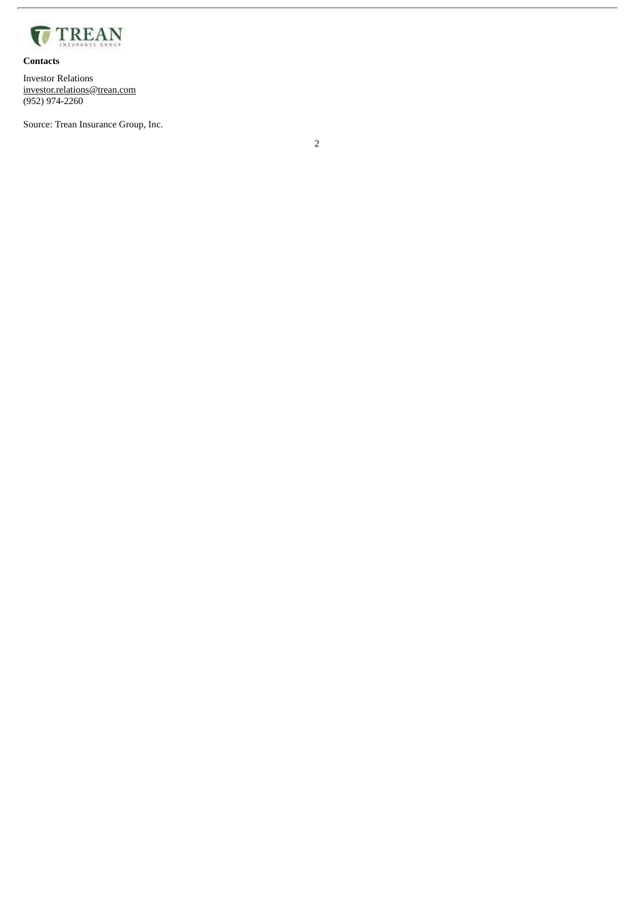**Contacts**

Investor Relations
investor.relations@trean.com
(952) 974-2260

Source: Trean Insurance Group, Inc.